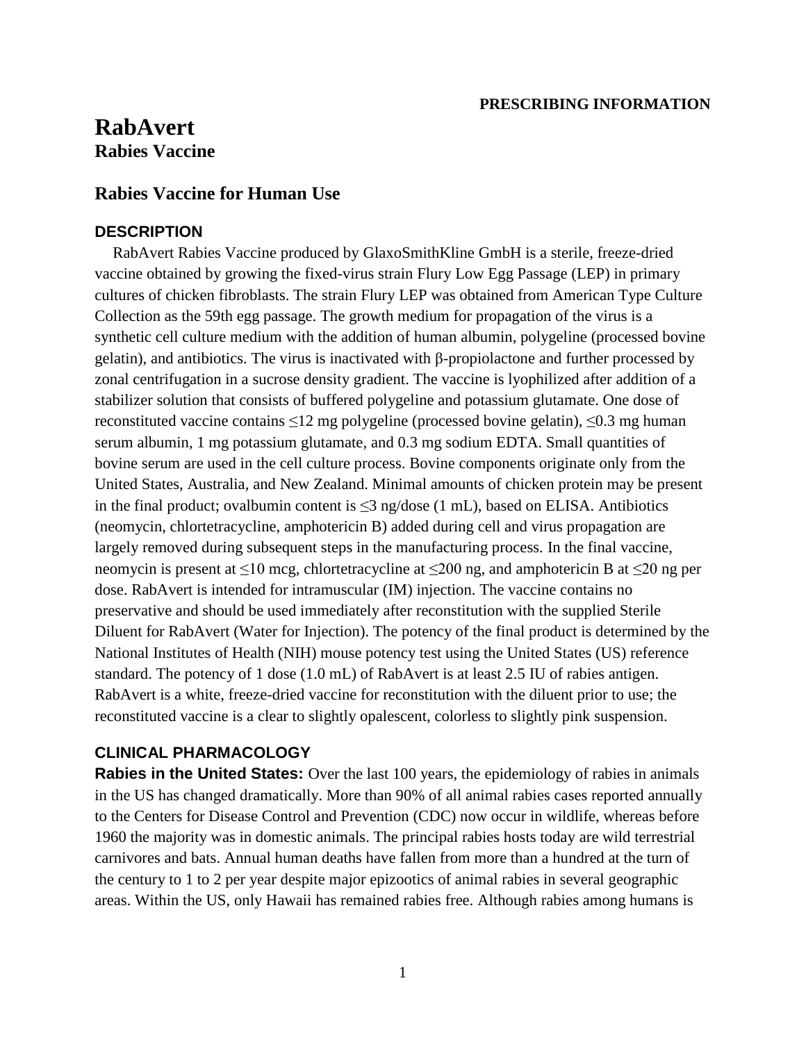**PRESCRIBING INFORMATION**

# RabAvert

**Rabies Vaccine**

## Rabies Vaccine for Human Use

### DESCRIPTION

RabAvert Rabies Vaccine produced by GlaxoSmithKline GmbH is a sterile, freeze-dried vaccine obtained by growing the fixed-virus strain Flury Low Egg Passage (LEP) in primary cultures of chicken fibroblasts. The strain Flury LEP was obtained from American Type Culture Collection as the 59th egg passage. The growth medium for propagation of the virus is a synthetic cell culture medium with the addition of human albumin, polygeline (processed bovine gelatin), and antibiotics. The virus is inactivated with β-propiolactone and further processed by zonal centrifugation in a sucrose density gradient. The vaccine is lyophilized after addition of a stabilizer solution that consists of buffered polygeline and potassium glutamate. One dose of reconstituted vaccine contains ≤12 mg polygeline (processed bovine gelatin), ≤0.3 mg human serum albumin, 1 mg potassium glutamate, and 0.3 mg sodium EDTA. Small quantities of bovine serum are used in the cell culture process. Bovine components originate only from the United States, Australia, and New Zealand. Minimal amounts of chicken protein may be present in the final product; ovalbumin content is ≤3 ng/dose (1 mL), based on ELISA. Antibiotics (neomycin, chlortetracycline, amphotericin B) added during cell and virus propagation are largely removed during subsequent steps in the manufacturing process. In the final vaccine, neomycin is present at ≤10 mcg, chlortetracycline at ≤200 ng, and amphotericin B at ≤20 ng per dose. RabAvert is intended for intramuscular (IM) injection. The vaccine contains no preservative and should be used immediately after reconstitution with the supplied Sterile Diluent for RabAvert (Water for Injection). The potency of the final product is determined by the National Institutes of Health (NIH) mouse potency test using the United States (US) reference standard. The potency of 1 dose (1.0 mL) of RabAvert is at least 2.5 IU of rabies antigen. RabAvert is a white, freeze-dried vaccine for reconstitution with the diluent prior to use; the reconstituted vaccine is a clear to slightly opalescent, colorless to slightly pink suspension.

### CLINICAL PHARMACOLOGY

**Rabies in the United States:** Over the last 100 years, the epidemiology of rabies in animals in the US has changed dramatically. More than 90% of all animal rabies cases reported annually to the Centers for Disease Control and Prevention (CDC) now occur in wildlife, whereas before 1960 the majority was in domestic animals. The principal rabies hosts today are wild terrestrial carnivores and bats. Annual human deaths have fallen from more than a hundred at the turn of the century to 1 to 2 per year despite major epizootics of animal rabies in several geographic areas. Within the US, only Hawaii has remained rabies free. Although rabies among humans is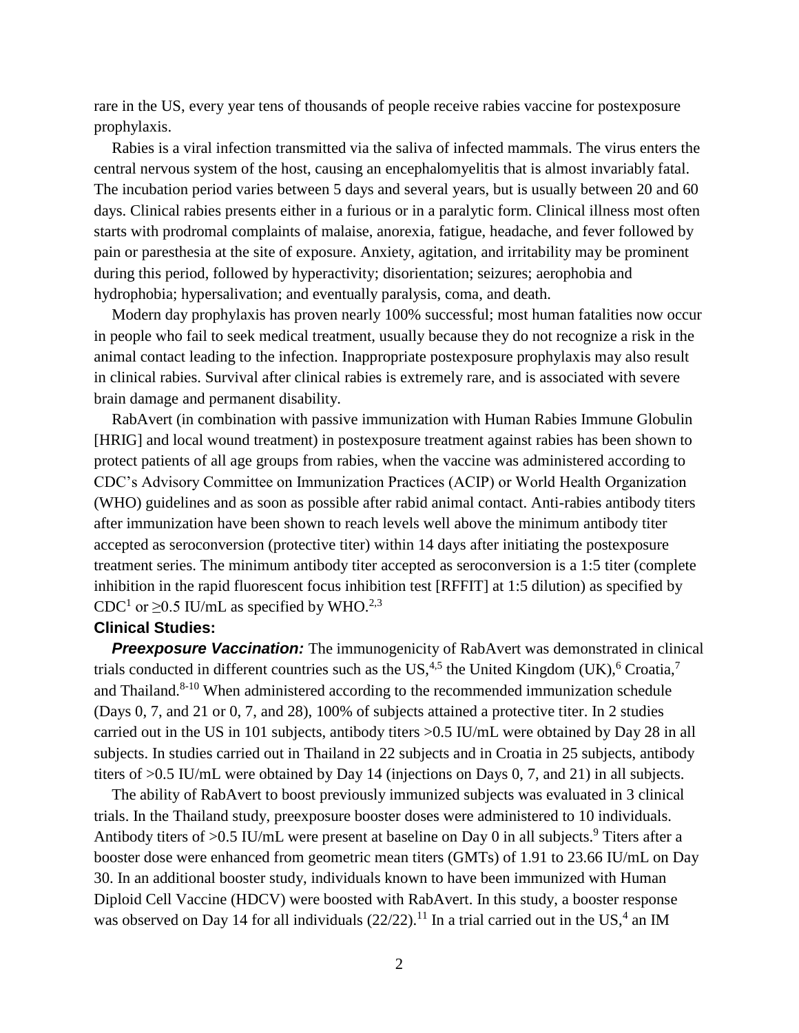rare in the US, every year tens of thousands of people receive rabies vaccine for postexposure prophylaxis.

Rabies is a viral infection transmitted via the saliva of infected mammals. The virus enters the central nervous system of the host, causing an encephalomyelitis that is almost invariably fatal. The incubation period varies between 5 days and several years, but is usually between 20 and 60 days. Clinical rabies presents either in a furious or in a paralytic form. Clinical illness most often starts with prodromal complaints of malaise, anorexia, fatigue, headache, and fever followed by pain or paresthesia at the site of exposure. Anxiety, agitation, and irritability may be prominent during this period, followed by hyperactivity; disorientation; seizures; aerophobia and hydrophobia; hypersalivation; and eventually paralysis, coma, and death.

Modern day prophylaxis has proven nearly 100% successful; most human fatalities now occur in people who fail to seek medical treatment, usually because they do not recognize a risk in the animal contact leading to the infection. Inappropriate postexposure prophylaxis may also result in clinical rabies. Survival after clinical rabies is extremely rare, and is associated with severe brain damage and permanent disability.

RabAvert (in combination with passive immunization with Human Rabies Immune Globulin [HRIG] and local wound treatment) in postexposure treatment against rabies has been shown to protect patients of all age groups from rabies, when the vaccine was administered according to CDC's Advisory Committee on Immunization Practices (ACIP) or World Health Organization (WHO) guidelines and as soon as possible after rabid animal contact. Anti-rabies antibody titers after immunization have been shown to reach levels well above the minimum antibody titer accepted as seroconversion (protective titer) within 14 days after initiating the postexposure treatment series. The minimum antibody titer accepted as seroconversion is a 1:5 titer (complete inhibition in the rapid fluorescent focus inhibition test [RFFIT] at 1:5 dilution) as specified by CDC[1] or ≥0.5 IU/mL as specified by WHO.[2,3]

**Clinical Studies:**

***Preexposure Vaccination:*** The immunogenicity of RabAvert was demonstrated in clinical trials conducted in different countries such as the US,[4,5] the United Kingdom (UK),[6] Croatia,[7] and Thailand.[8-10] When administered according to the recommended immunization schedule (Days 0, 7, and 21 or 0, 7, and 28), 100% of subjects attained a protective titer. In 2 studies carried out in the US in 101 subjects, antibody titers >0.5 IU/mL were obtained by Day 28 in all subjects. In studies carried out in Thailand in 22 subjects and in Croatia in 25 subjects, antibody titers of >0.5 IU/mL were obtained by Day 14 (injections on Days 0, 7, and 21) in all subjects.

The ability of RabAvert to boost previously immunized subjects was evaluated in 3 clinical trials. In the Thailand study, preexposure booster doses were administered to 10 individuals. Antibody titers of >0.5 IU/mL were present at baseline on Day 0 in all subjects.[9] Titers after a booster dose were enhanced from geometric mean titers (GMTs) of 1.91 to 23.66 IU/mL on Day 30. In an additional booster study, individuals known to have been immunized with Human Diploid Cell Vaccine (HDCV) were boosted with RabAvert. In this study, a booster response was observed on Day 14 for all individuals (22/22).[11] In a trial carried out in the US,[4] an IM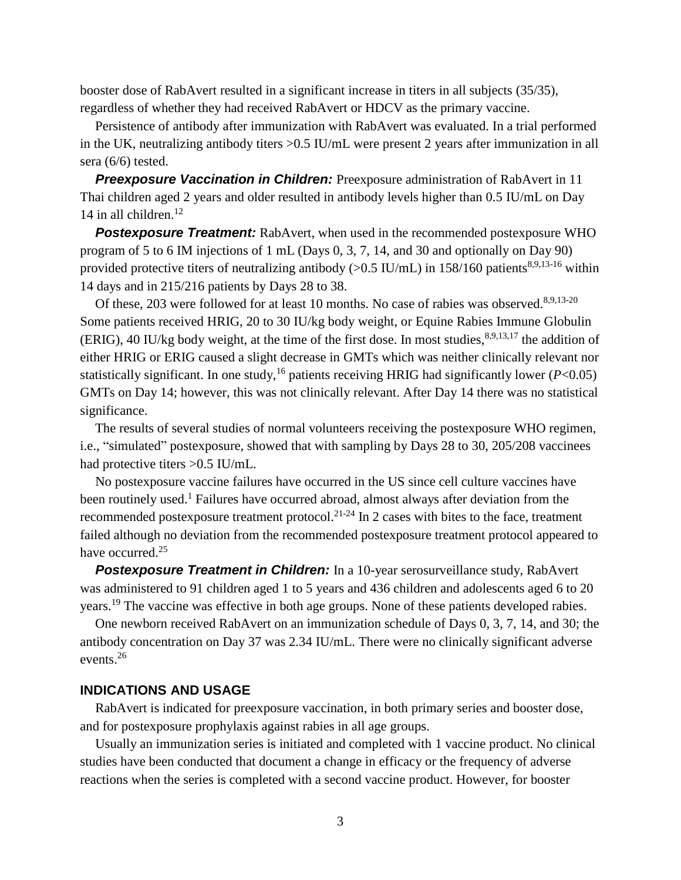booster dose of RabAvert resulted in a significant increase in titers in all subjects (35/35), regardless of whether they had received RabAvert or HDCV as the primary vaccine.

Persistence of antibody after immunization with RabAvert was evaluated. In a trial performed in the UK, neutralizing antibody titers >0.5 IU/mL were present 2 years after immunization in all sera (6/6) tested.

***Preexposure Vaccination in Children:*** Preexposure administration of RabAvert in 11 Thai children aged 2 years and older resulted in antibody levels higher than 0.5 IU/mL on Day 14 in all children.[12]

***Postexposure Treatment:*** RabAvert, when used in the recommended postexposure WHO program of 5 to 6 IM injections of 1 mL (Days 0, 3, 7, 14, and 30 and optionally on Day 90) provided protective titers of neutralizing antibody (>0.5 IU/mL) in 158/160 patients[8,9,13-16] within 14 days and in 215/216 patients by Days 28 to 38.

Of these, 203 were followed for at least 10 months. No case of rabies was observed.[8,9,13-20] Some patients received HRIG, 20 to 30 IU/kg body weight, or Equine Rabies Immune Globulin (ERIG), 40 IU/kg body weight, at the time of the first dose. In most studies,[8,9,13,17] the addition of either HRIG or ERIG caused a slight decrease in GMTs which was neither clinically relevant nor statistically significant. In one study,[16] patients receiving HRIG had significantly lower ($P<0.05$) GMTs on Day 14; however, this was not clinically relevant. After Day 14 there was no statistical significance.

The results of several studies of normal volunteers receiving the postexposure WHO regimen, i.e., "simulated" postexposure, showed that with sampling by Days 28 to 30, 205/208 vaccinees had protective titers >0.5 IU/mL.

No postexposure vaccine failures have occurred in the US since cell culture vaccines have been routinely used.[1] Failures have occurred abroad, almost always after deviation from the recommended postexposure treatment protocol.[21-24] In 2 cases with bites to the face, treatment failed although no deviation from the recommended postexposure treatment protocol appeared to have occurred.[25]

***Postexposure Treatment in Children:*** In a 10-year serosurveillance study, RabAvert was administered to 91 children aged 1 to 5 years and 436 children and adolescents aged 6 to 20 years.[19] The vaccine was effective in both age groups. None of these patients developed rabies.

One newborn received RabAvert on an immunization schedule of Days 0, 3, 7, 14, and 30; the antibody concentration on Day 37 was 2.34 IU/mL. There were no clinically significant adverse events.[26]

## INDICATIONS AND USAGE

RabAvert is indicated for preexposure vaccination, in both primary series and booster dose, and for postexposure prophylaxis against rabies in all age groups.

Usually an immunization series is initiated and completed with 1 vaccine product. No clinical studies have been conducted that document a change in efficacy or the frequency of adverse reactions when the series is completed with a second vaccine product. However, for booster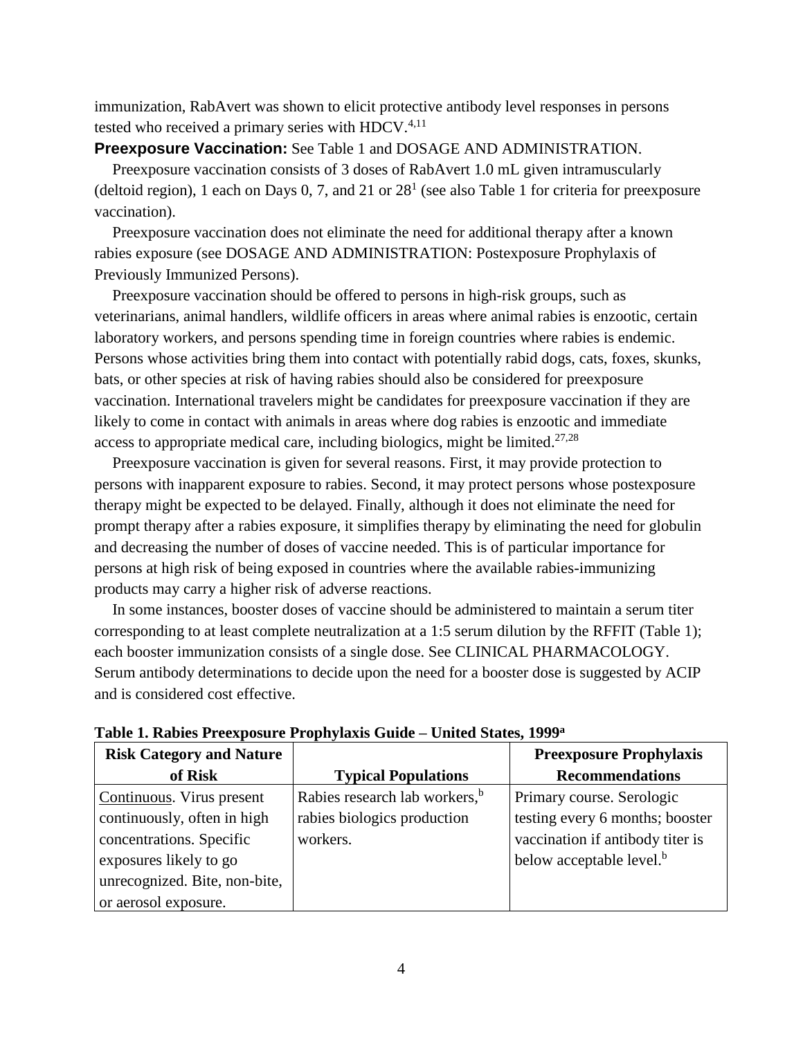immunization, RabAvert was shown to elicit protective antibody level responses in persons tested who received a primary series with HDCV.[4,11]

**Preexposure Vaccination:** See Table 1 and DOSAGE AND ADMINISTRATION.

Preexposure vaccination consists of 3 doses of RabAvert 1.0 mL given intramuscularly (deltoid region), 1 each on Days 0, 7, and 21 or 28[1] (see also Table 1 for criteria for preexposure vaccination).

Preexposure vaccination does not eliminate the need for additional therapy after a known rabies exposure (see DOSAGE AND ADMINISTRATION: Postexposure Prophylaxis of Previously Immunized Persons).

Preexposure vaccination should be offered to persons in high-risk groups, such as veterinarians, animal handlers, wildlife officers in areas where animal rabies is enzootic, certain laboratory workers, and persons spending time in foreign countries where rabies is endemic. Persons whose activities bring them into contact with potentially rabid dogs, cats, foxes, skunks, bats, or other species at risk of having rabies should also be considered for preexposure vaccination. International travelers might be candidates for preexposure vaccination if they are likely to come in contact with animals in areas where dog rabies is enzootic and immediate access to appropriate medical care, including biologics, might be limited.[27,28]

Preexposure vaccination is given for several reasons. First, it may provide protection to persons with inapparent exposure to rabies. Second, it may protect persons whose postexposure therapy might be expected to be delayed. Finally, although it does not eliminate the need for prompt therapy after a rabies exposure, it simplifies therapy by eliminating the need for globulin and decreasing the number of doses of vaccine needed. This is of particular importance for persons at high risk of being exposed in countries where the available rabies-immunizing products may carry a higher risk of adverse reactions.

In some instances, booster doses of vaccine should be administered to maintain a serum titer corresponding to at least complete neutralization at a 1:5 serum dilution by the RFFIT (Table 1); each booster immunization consists of a single dose. See CLINICAL PHARMACOLOGY. Serum antibody determinations to decide upon the need for a booster dose is suggested by ACIP and is considered cost effective.

**Table 1. Rabies Preexposure Prophylaxis Guide – United States, 1999[a]**

| Risk Category and Nature of Risk | Typical Populations | Preexposure Prophylaxis Recommendations |
|---|---|---|
| Continuous. Virus present continuously, often in high concentrations. Specific exposures likely to go unrecognized. Bite, non-bite, or aerosol exposure. | Rabies research lab workers,[b] rabies biologics production workers. | Primary course. Serologic testing every 6 months; booster vaccination if antibody titer is below acceptable level.[b] |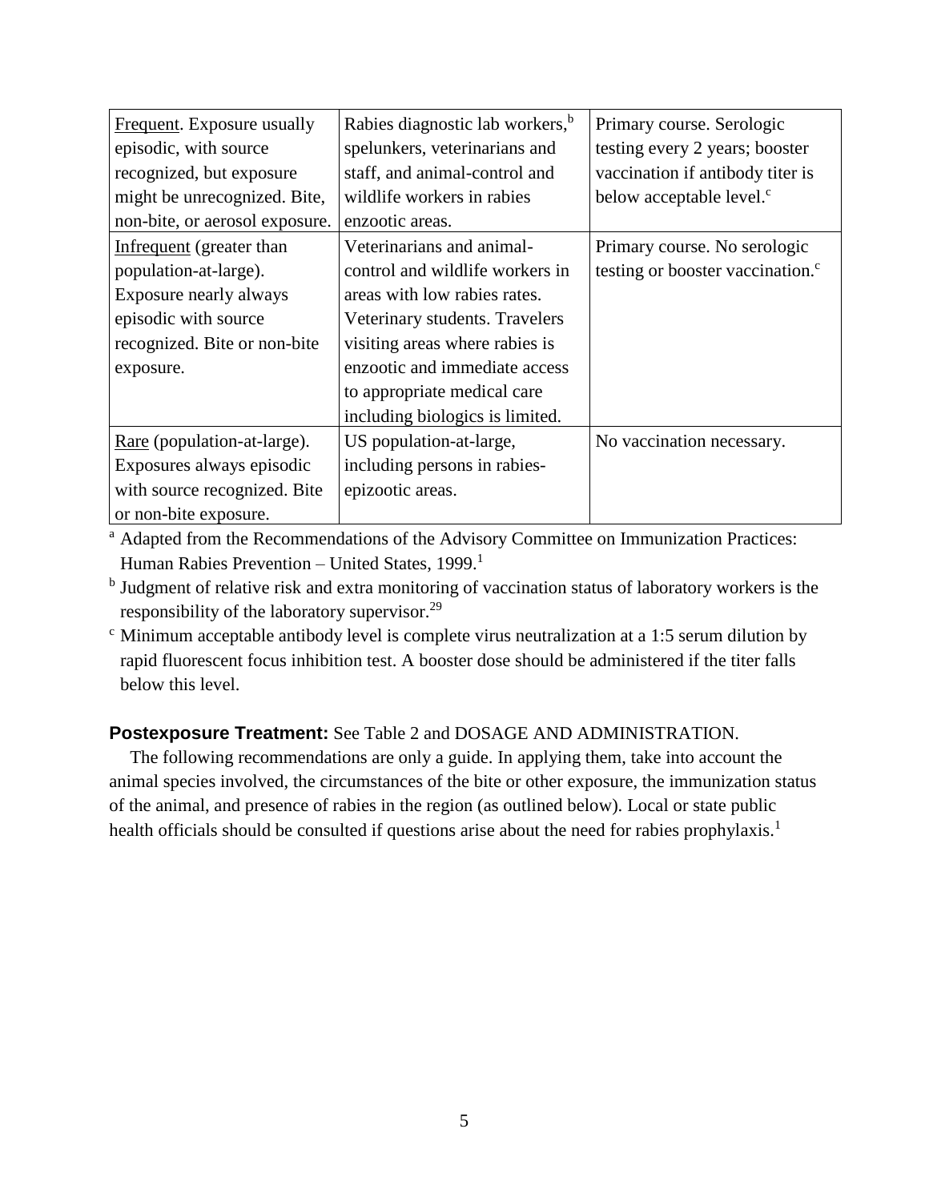| | | |
|---|---|---|
| Frequent. Exposure usually episodic, with source recognized, but exposure might be unrecognized. Bite, non-bite, or aerosol exposure. | Rabies diagnostic lab workers,[b] spelunkers, veterinarians and staff, and animal-control and wildlife workers in rabies enzootic areas. | Primary course. Serologic testing every 2 years; booster vaccination if antibody titer is below acceptable level.[c] |
| Infrequent (greater than population-at-large). Exposure nearly always episodic with source recognized. Bite or non-bite exposure. | Veterinarians and animal-control and wildlife workers in areas with low rabies rates. Veterinary students. Travelers visiting areas where rabies is enzootic and immediate access to appropriate medical care including biologics is limited. | Primary course. No serologic testing or booster vaccination.[c] |
| Rare (population-at-large). Exposures always episodic with source recognized. Bite or non-bite exposure. | US population-at-large, including persons in rabies-epizootic areas. | No vaccination necessary. |

[a] Adapted from the Recommendations of the Advisory Committee on Immunization Practices: Human Rabies Prevention – United States, 1999.[1]

[b] Judgment of relative risk and extra monitoring of vaccination status of laboratory workers is the responsibility of the laboratory supervisor.[29]

[c] Minimum acceptable antibody level is complete virus neutralization at a 1:5 serum dilution by rapid fluorescent focus inhibition test. A booster dose should be administered if the titer falls below this level.

**Postexposure Treatment:** See Table 2 and DOSAGE AND ADMINISTRATION.

The following recommendations are only a guide. In applying them, take into account the animal species involved, the circumstances of the bite or other exposure, the immunization status of the animal, and presence of rabies in the region (as outlined below). Local or state public health officials should be consulted if questions arise about the need for rabies prophylaxis.[1]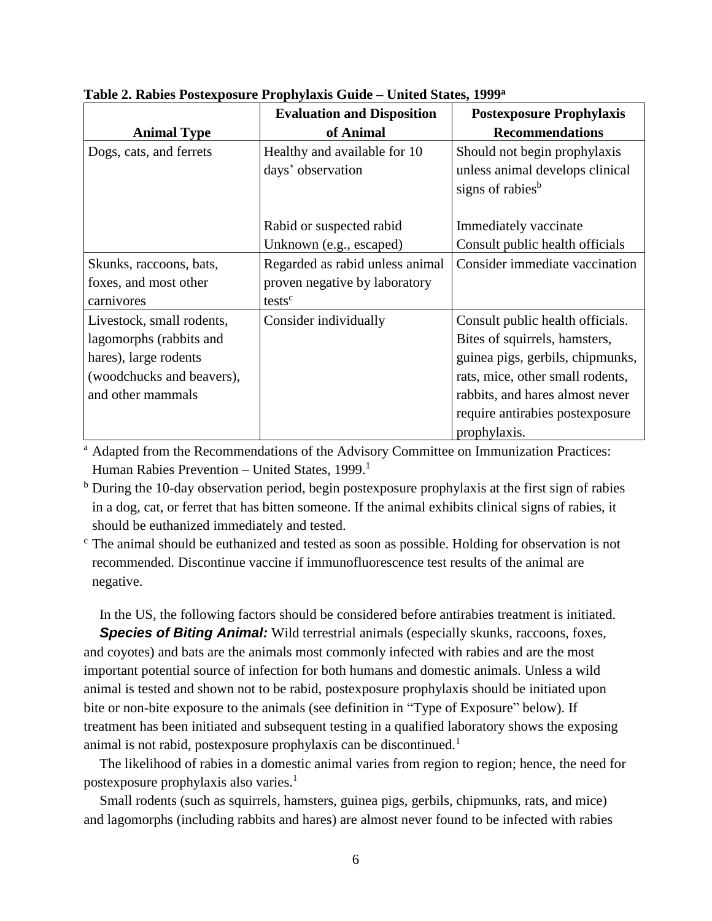**Table 2. Rabies Postexposure Prophylaxis Guide – United States, 1999[a]**

| Animal Type | Evaluation and Disposition of Animal | Postexposure Prophylaxis Recommendations |
| --- | --- | --- |
| Dogs, cats, and ferrets | Healthy and available for 10 days' observation | Should not begin prophylaxis unless animal develops clinical signs of rabies[b] |
| | Rabid or suspected rabid | Immediately vaccinate |
| | Unknown (e.g., escaped) | Consult public health officials |
| Skunks, raccoons, bats, foxes, and most other carnivores | Regarded as rabid unless animal proven negative by laboratory tests[c] | Consider immediate vaccination |
| Livestock, small rodents, lagomorphs (rabbits and hares), large rodents (woodchucks and beavers), and other mammals | Consider individually | Consult public health officials. Bites of squirrels, hamsters, guinea pigs, gerbils, chipmunks, rats, mice, other small rodents, rabbits, and hares almost never require antirabies postexposure prophylaxis. |

[a] Adapted from the Recommendations of the Advisory Committee on Immunization Practices: Human Rabies Prevention – United States, 1999.[1]

[b] During the 10-day observation period, begin postexposure prophylaxis at the first sign of rabies in a dog, cat, or ferret that has bitten someone. If the animal exhibits clinical signs of rabies, it should be euthanized immediately and tested.

[c] The animal should be euthanized and tested as soon as possible. Holding for observation is not recommended. Discontinue vaccine if immunofluorescence test results of the animal are negative.

In the US, the following factors should be considered before antirabies treatment is initiated.

***Species of Biting Animal:*** Wild terrestrial animals (especially skunks, raccoons, foxes, and coyotes) and bats are the animals most commonly infected with rabies and are the most important potential source of infection for both humans and domestic animals. Unless a wild animal is tested and shown not to be rabid, postexposure prophylaxis should be initiated upon bite or non-bite exposure to the animals (see definition in "Type of Exposure" below). If treatment has been initiated and subsequent testing in a qualified laboratory shows the exposing animal is not rabid, postexposure prophylaxis can be discontinued.[1]

The likelihood of rabies in a domestic animal varies from region to region; hence, the need for postexposure prophylaxis also varies.[1]

Small rodents (such as squirrels, hamsters, guinea pigs, gerbils, chipmunks, rats, and mice) and lagomorphs (including rabbits and hares) are almost never found to be infected with rabies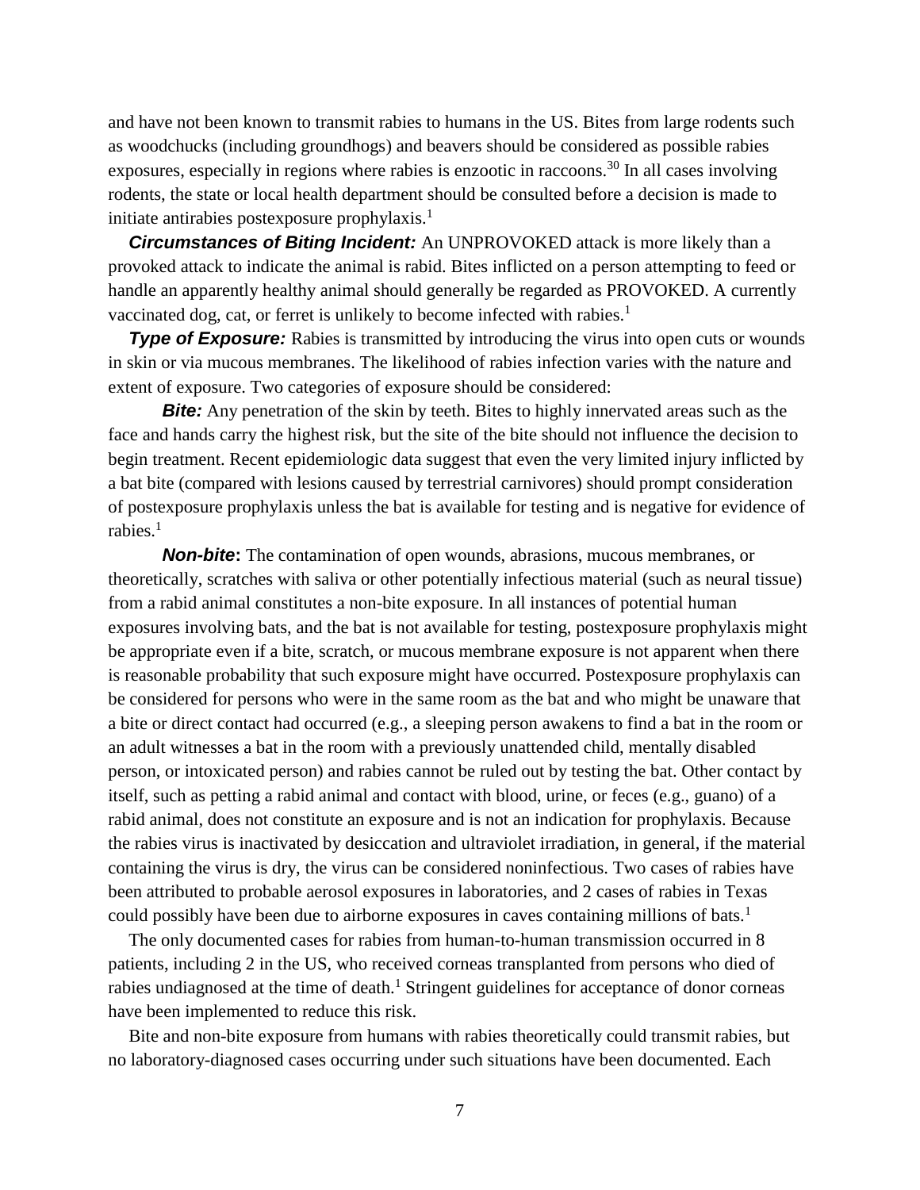and have not been known to transmit rabies to humans in the US. Bites from large rodents such as woodchucks (including groundhogs) and beavers should be considered as possible rabies exposures, especially in regions where rabies is enzootic in raccoons.[30] In all cases involving rodents, the state or local health department should be consulted before a decision is made to initiate antirabies postexposure prophylaxis.[1]

***Circumstances of Biting Incident:*** An UNPROVOKED attack is more likely than a provoked attack to indicate the animal is rabid. Bites inflicted on a person attempting to feed or handle an apparently healthy animal should generally be regarded as PROVOKED. A currently vaccinated dog, cat, or ferret is unlikely to become infected with rabies.[1]

***Type of Exposure:*** Rabies is transmitted by introducing the virus into open cuts or wounds in skin or via mucous membranes. The likelihood of rabies infection varies with the nature and extent of exposure. Two categories of exposure should be considered:

***Bite:*** Any penetration of the skin by teeth. Bites to highly innervated areas such as the face and hands carry the highest risk, but the site of the bite should not influence the decision to begin treatment. Recent epidemiologic data suggest that even the very limited injury inflicted by a bat bite (compared with lesions caused by terrestrial carnivores) should prompt consideration of postexposure prophylaxis unless the bat is available for testing and is negative for evidence of rabies.[1]

***Non-bite*****:** The contamination of open wounds, abrasions, mucous membranes, or theoretically, scratches with saliva or other potentially infectious material (such as neural tissue) from a rabid animal constitutes a non-bite exposure. In all instances of potential human exposures involving bats, and the bat is not available for testing, postexposure prophylaxis might be appropriate even if a bite, scratch, or mucous membrane exposure is not apparent when there is reasonable probability that such exposure might have occurred. Postexposure prophylaxis can be considered for persons who were in the same room as the bat and who might be unaware that a bite or direct contact had occurred (e.g., a sleeping person awakens to find a bat in the room or an adult witnesses a bat in the room with a previously unattended child, mentally disabled person, or intoxicated person) and rabies cannot be ruled out by testing the bat. Other contact by itself, such as petting a rabid animal and contact with blood, urine, or feces (e.g., guano) of a rabid animal, does not constitute an exposure and is not an indication for prophylaxis. Because the rabies virus is inactivated by desiccation and ultraviolet irradiation, in general, if the material containing the virus is dry, the virus can be considered noninfectious. Two cases of rabies have been attributed to probable aerosol exposures in laboratories, and 2 cases of rabies in Texas could possibly have been due to airborne exposures in caves containing millions of bats.[1]

The only documented cases for rabies from human-to-human transmission occurred in 8 patients, including 2 in the US, who received corneas transplanted from persons who died of rabies undiagnosed at the time of death.[1] Stringent guidelines for acceptance of donor corneas have been implemented to reduce this risk.

Bite and non-bite exposure from humans with rabies theoretically could transmit rabies, but no laboratory-diagnosed cases occurring under such situations have been documented. Each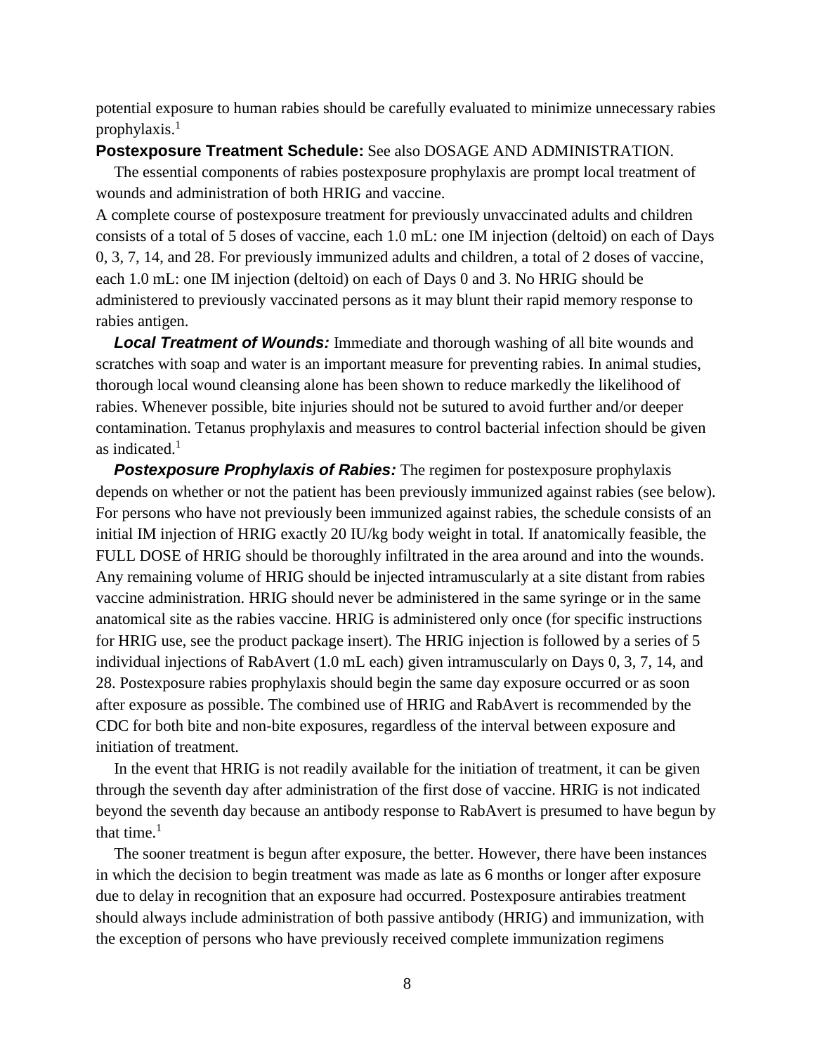potential exposure to human rabies should be carefully evaluated to minimize unnecessary rabies prophylaxis.[1]

**Postexposure Treatment Schedule:** See also DOSAGE AND ADMINISTRATION.

The essential components of rabies postexposure prophylaxis are prompt local treatment of wounds and administration of both HRIG and vaccine.

A complete course of postexposure treatment for previously unvaccinated adults and children consists of a total of 5 doses of vaccine, each 1.0 mL: one IM injection (deltoid) on each of Days 0, 3, 7, 14, and 28. For previously immunized adults and children, a total of 2 doses of vaccine, each 1.0 mL: one IM injection (deltoid) on each of Days 0 and 3. No HRIG should be administered to previously vaccinated persons as it may blunt their rapid memory response to rabies antigen.

***Local Treatment of Wounds:*** Immediate and thorough washing of all bite wounds and scratches with soap and water is an important measure for preventing rabies. In animal studies, thorough local wound cleansing alone has been shown to reduce markedly the likelihood of rabies. Whenever possible, bite injuries should not be sutured to avoid further and/or deeper contamination. Tetanus prophylaxis and measures to control bacterial infection should be given as indicated.[1]

***Postexposure Prophylaxis of Rabies:*** The regimen for postexposure prophylaxis depends on whether or not the patient has been previously immunized against rabies (see below). For persons who have not previously been immunized against rabies, the schedule consists of an initial IM injection of HRIG exactly 20 IU/kg body weight in total. If anatomically feasible, the FULL DOSE of HRIG should be thoroughly infiltrated in the area around and into the wounds. Any remaining volume of HRIG should be injected intramuscularly at a site distant from rabies vaccine administration. HRIG should never be administered in the same syringe or in the same anatomical site as the rabies vaccine. HRIG is administered only once (for specific instructions for HRIG use, see the product package insert). The HRIG injection is followed by a series of 5 individual injections of RabAvert (1.0 mL each) given intramuscularly on Days 0, 3, 7, 14, and 28. Postexposure rabies prophylaxis should begin the same day exposure occurred or as soon after exposure as possible. The combined use of HRIG and RabAvert is recommended by the CDC for both bite and non-bite exposures, regardless of the interval between exposure and initiation of treatment.

In the event that HRIG is not readily available for the initiation of treatment, it can be given through the seventh day after administration of the first dose of vaccine. HRIG is not indicated beyond the seventh day because an antibody response to RabAvert is presumed to have begun by that time.[1]

The sooner treatment is begun after exposure, the better. However, there have been instances in which the decision to begin treatment was made as late as 6 months or longer after exposure due to delay in recognition that an exposure had occurred. Postexposure antirabies treatment should always include administration of both passive antibody (HRIG) and immunization, with the exception of persons who have previously received complete immunization regimens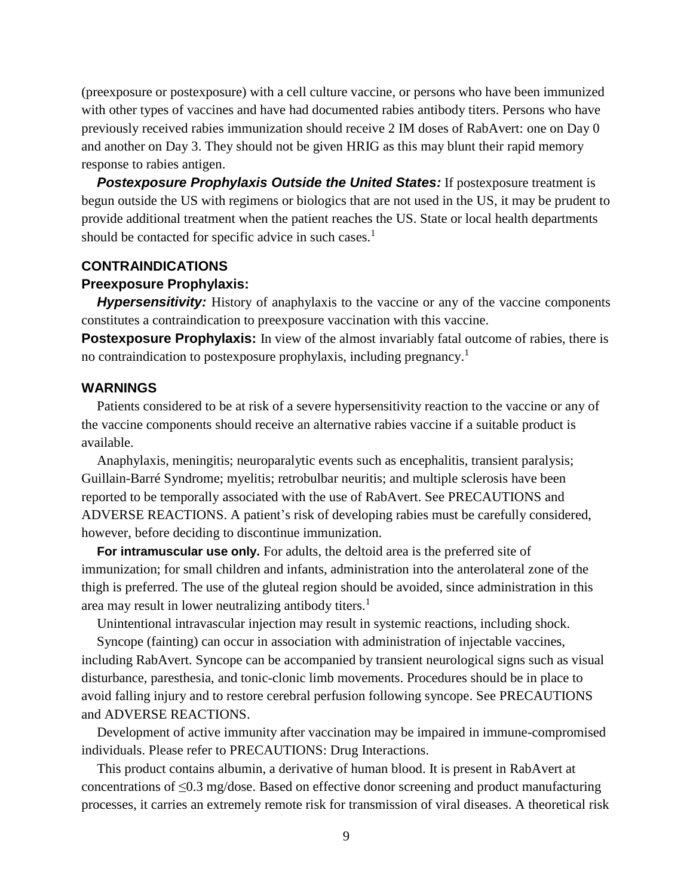(preexposure or postexposure) with a cell culture vaccine, or persons who have been immunized with other types of vaccines and have had documented rabies antibody titers. Persons who have previously received rabies immunization should receive 2 IM doses of RabAvert: one on Day 0 and another on Day 3. They should not be given HRIG as this may blunt their rapid memory response to rabies antigen.

***Postexposure Prophylaxis Outside the United States:*** If postexposure treatment is begun outside the US with regimens or biologics that are not used in the US, it may be prudent to provide additional treatment when the patient reaches the US. State or local health departments should be contacted for specific advice in such cases.[1]

## CONTRAINDICATIONS

### Preexposure Prophylaxis:

***Hypersensitivity:*** History of anaphylaxis to the vaccine or any of the vaccine components constitutes a contraindication to preexposure vaccination with this vaccine.

**Postexposure Prophylaxis:** In view of the almost invariably fatal outcome of rabies, there is no contraindication to postexposure prophylaxis, including pregnancy.[1]

## WARNINGS

Patients considered to be at risk of a severe hypersensitivity reaction to the vaccine or any of the vaccine components should receive an alternative rabies vaccine if a suitable product is available.

Anaphylaxis, meningitis; neuroparalytic events such as encephalitis, transient paralysis; Guillain-Barré Syndrome; myelitis; retrobulbar neuritis; and multiple sclerosis have been reported to be temporally associated with the use of RabAvert. See PRECAUTIONS and ADVERSE REACTIONS. A patient's risk of developing rabies must be carefully considered, however, before deciding to discontinue immunization.

**For intramuscular use only.** For adults, the deltoid area is the preferred site of immunization; for small children and infants, administration into the anterolateral zone of the thigh is preferred. The use of the gluteal region should be avoided, since administration in this area may result in lower neutralizing antibody titers.[1]

Unintentional intravascular injection may result in systemic reactions, including shock.

Syncope (fainting) can occur in association with administration of injectable vaccines, including RabAvert. Syncope can be accompanied by transient neurological signs such as visual disturbance, paresthesia, and tonic-clonic limb movements. Procedures should be in place to avoid falling injury and to restore cerebral perfusion following syncope. See PRECAUTIONS and ADVERSE REACTIONS.

Development of active immunity after vaccination may be impaired in immune-compromised individuals. Please refer to PRECAUTIONS: Drug Interactions.

This product contains albumin, a derivative of human blood. It is present in RabAvert at concentrations of ≤0.3 mg/dose. Based on effective donor screening and product manufacturing processes, it carries an extremely remote risk for transmission of viral diseases. A theoretical risk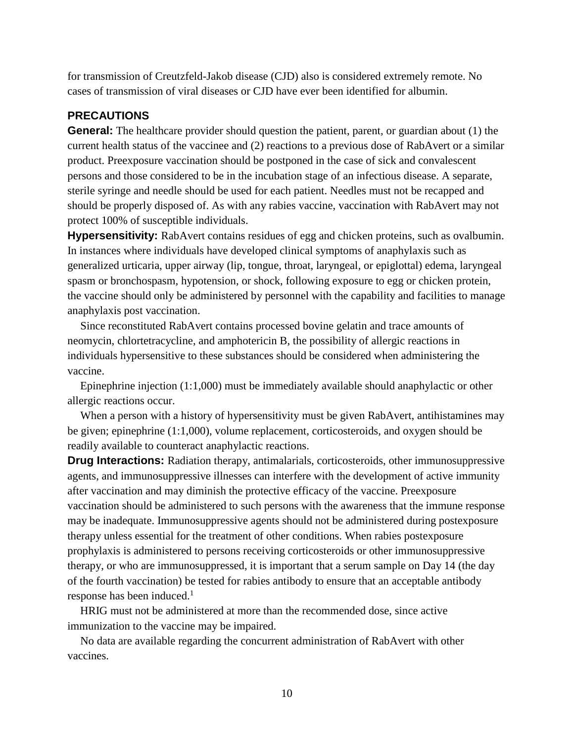for transmission of Creutzfeld-Jakob disease (CJD) also is considered extremely remote. No cases of transmission of viral diseases or CJD have ever been identified for albumin.

## PRECAUTIONS

**General:** The healthcare provider should question the patient, parent, or guardian about (1) the current health status of the vaccinee and (2) reactions to a previous dose of RabAvert or a similar product. Preexposure vaccination should be postponed in the case of sick and convalescent persons and those considered to be in the incubation stage of an infectious disease. A separate, sterile syringe and needle should be used for each patient. Needles must not be recapped and should be properly disposed of. As with any rabies vaccine, vaccination with RabAvert may not protect 100% of susceptible individuals.

**Hypersensitivity:** RabAvert contains residues of egg and chicken proteins, such as ovalbumin. In instances where individuals have developed clinical symptoms of anaphylaxis such as generalized urticaria, upper airway (lip, tongue, throat, laryngeal, or epiglottal) edema, laryngeal spasm or bronchospasm, hypotension, or shock, following exposure to egg or chicken protein, the vaccine should only be administered by personnel with the capability and facilities to manage anaphylaxis post vaccination.

Since reconstituted RabAvert contains processed bovine gelatin and trace amounts of neomycin, chlortetracycline, and amphotericin B, the possibility of allergic reactions in individuals hypersensitive to these substances should be considered when administering the vaccine.

Epinephrine injection (1:1,000) must be immediately available should anaphylactic or other allergic reactions occur.

When a person with a history of hypersensitivity must be given RabAvert, antihistamines may be given; epinephrine (1:1,000), volume replacement, corticosteroids, and oxygen should be readily available to counteract anaphylactic reactions.

**Drug Interactions:** Radiation therapy, antimalarials, corticosteroids, other immunosuppressive agents, and immunosuppressive illnesses can interfere with the development of active immunity after vaccination and may diminish the protective efficacy of the vaccine. Preexposure vaccination should be administered to such persons with the awareness that the immune response may be inadequate. Immunosuppressive agents should not be administered during postexposure therapy unless essential for the treatment of other conditions. When rabies postexposure prophylaxis is administered to persons receiving corticosteroids or other immunosuppressive therapy, or who are immunosuppressed, it is important that a serum sample on Day 14 (the day of the fourth vaccination) be tested for rabies antibody to ensure that an acceptable antibody response has been induced.[1]

HRIG must not be administered at more than the recommended dose, since active immunization to the vaccine may be impaired.

No data are available regarding the concurrent administration of RabAvert with other vaccines.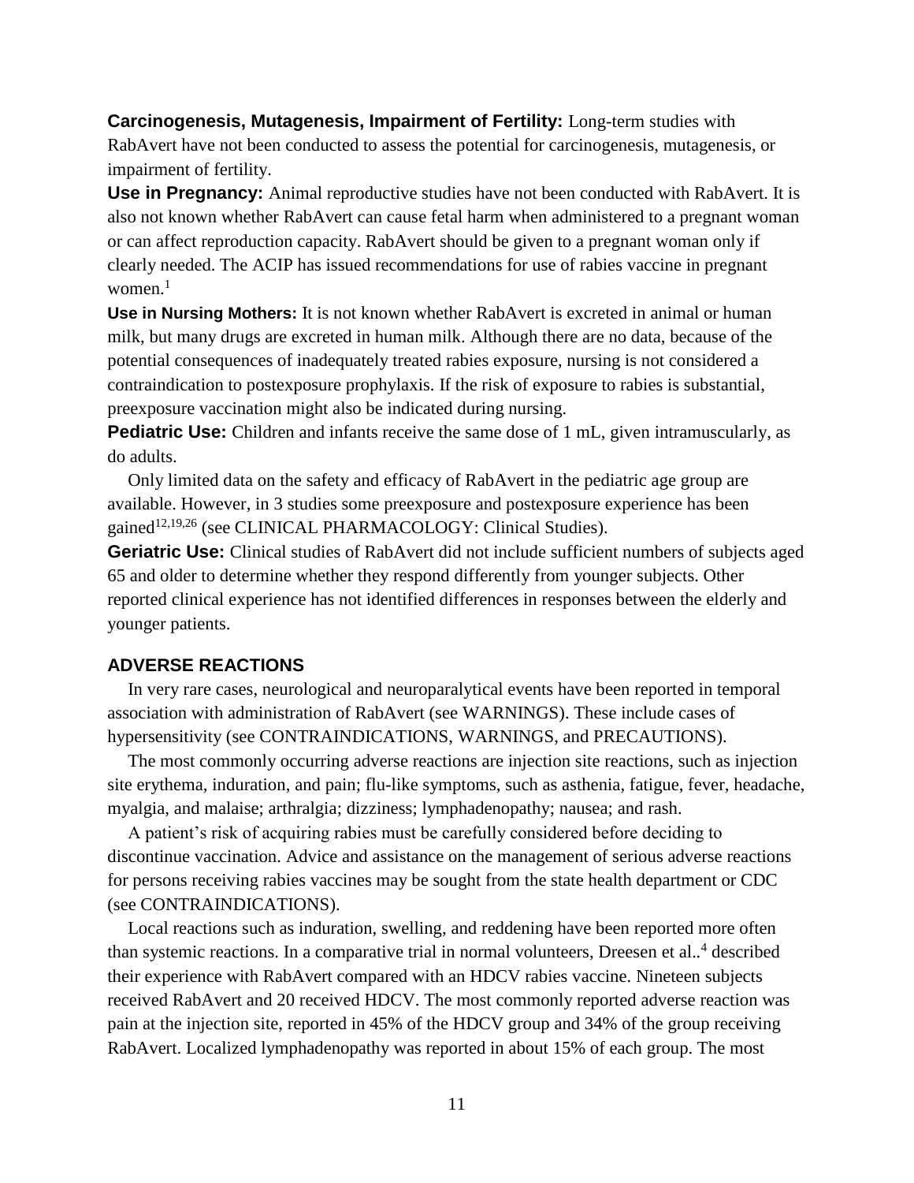**Carcinogenesis, Mutagenesis, Impairment of Fertility:** Long-term studies with RabAvert have not been conducted to assess the potential for carcinogenesis, mutagenesis, or impairment of fertility.

**Use in Pregnancy:** Animal reproductive studies have not been conducted with RabAvert. It is also not known whether RabAvert can cause fetal harm when administered to a pregnant woman or can affect reproduction capacity. RabAvert should be given to a pregnant woman only if clearly needed. The ACIP has issued recommendations for use of rabies vaccine in pregnant women.[1]

**Use in Nursing Mothers:** It is not known whether RabAvert is excreted in animal or human milk, but many drugs are excreted in human milk. Although there are no data, because of the potential consequences of inadequately treated rabies exposure, nursing is not considered a contraindication to postexposure prophylaxis. If the risk of exposure to rabies is substantial, preexposure vaccination might also be indicated during nursing.

**Pediatric Use:** Children and infants receive the same dose of 1 mL, given intramuscularly, as do adults.

Only limited data on the safety and efficacy of RabAvert in the pediatric age group are available. However, in 3 studies some preexposure and postexposure experience has been gained[12,19,26] (see CLINICAL PHARMACOLOGY: Clinical Studies).

**Geriatric Use:** Clinical studies of RabAvert did not include sufficient numbers of subjects aged 65 and older to determine whether they respond differently from younger subjects. Other reported clinical experience has not identified differences in responses between the elderly and younger patients.

## ADVERSE REACTIONS

In very rare cases, neurological and neuroparalytical events have been reported in temporal association with administration of RabAvert (see WARNINGS). These include cases of hypersensitivity (see CONTRAINDICATIONS, WARNINGS, and PRECAUTIONS).

The most commonly occurring adverse reactions are injection site reactions, such as injection site erythema, induration, and pain; flu-like symptoms, such as asthenia, fatigue, fever, headache, myalgia, and malaise; arthralgia; dizziness; lymphadenopathy; nausea; and rash.

A patient's risk of acquiring rabies must be carefully considered before deciding to discontinue vaccination. Advice and assistance on the management of serious adverse reactions for persons receiving rabies vaccines may be sought from the state health department or CDC (see CONTRAINDICATIONS).

Local reactions such as induration, swelling, and reddening have been reported more often than systemic reactions. In a comparative trial in normal volunteers, Dreesen et al..[4] described their experience with RabAvert compared with an HDCV rabies vaccine. Nineteen subjects received RabAvert and 20 received HDCV. The most commonly reported adverse reaction was pain at the injection site, reported in 45% of the HDCV group and 34% of the group receiving RabAvert. Localized lymphadenopathy was reported in about 15% of each group. The most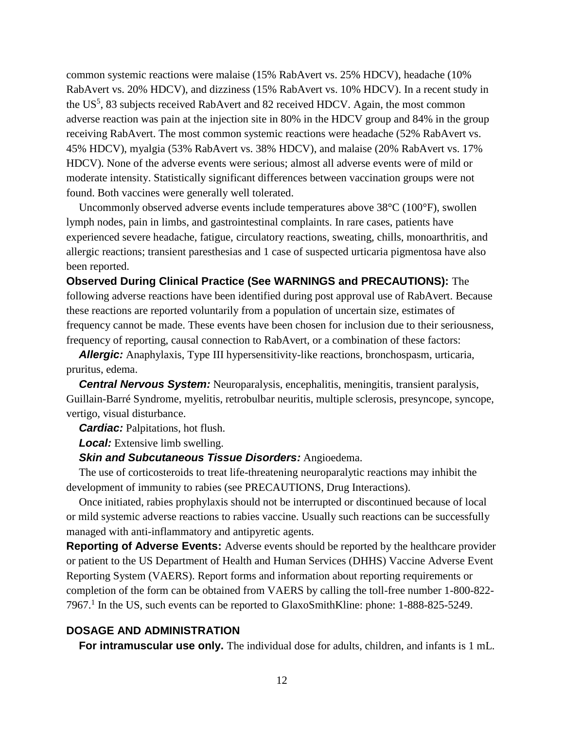common systemic reactions were malaise (15% RabAvert vs. 25% HDCV), headache (10% RabAvert vs. 20% HDCV), and dizziness (15% RabAvert vs. 10% HDCV). In a recent study in the US[5], 83 subjects received RabAvert and 82 received HDCV. Again, the most common adverse reaction was pain at the injection site in 80% in the HDCV group and 84% in the group receiving RabAvert. The most common systemic reactions were headache (52% RabAvert vs. 45% HDCV), myalgia (53% RabAvert vs. 38% HDCV), and malaise (20% RabAvert vs. 17% HDCV). None of the adverse events were serious; almost all adverse events were of mild or moderate intensity. Statistically significant differences between vaccination groups were not found. Both vaccines were generally well tolerated.

Uncommonly observed adverse events include temperatures above 38°C (100°F), swollen lymph nodes, pain in limbs, and gastrointestinal complaints. In rare cases, patients have experienced severe headache, fatigue, circulatory reactions, sweating, chills, monoarthritis, and allergic reactions; transient paresthesias and 1 case of suspected urticaria pigmentosa have also been reported.

**Observed During Clinical Practice (See WARNINGS and PRECAUTIONS):** The following adverse reactions have been identified during post approval use of RabAvert. Because these reactions are reported voluntarily from a population of uncertain size, estimates of frequency cannot be made. These events have been chosen for inclusion due to their seriousness, frequency of reporting, causal connection to RabAvert, or a combination of these factors:

***Allergic:*** Anaphylaxis, Type III hypersensitivity-like reactions, bronchospasm, urticaria, pruritus, edema.

***Central Nervous System:*** Neuroparalysis, encephalitis, meningitis, transient paralysis, Guillain-Barré Syndrome, myelitis, retrobulbar neuritis, multiple sclerosis, presyncope, syncope, vertigo, visual disturbance.

***Cardiac:*** Palpitations, hot flush.

***Local:*** Extensive limb swelling.

***Skin and Subcutaneous Tissue Disorders:*** Angioedema.

The use of corticosteroids to treat life-threatening neuroparalytic reactions may inhibit the development of immunity to rabies (see PRECAUTIONS, Drug Interactions).

Once initiated, rabies prophylaxis should not be interrupted or discontinued because of local or mild systemic adverse reactions to rabies vaccine. Usually such reactions can be successfully managed with anti-inflammatory and antipyretic agents.

**Reporting of Adverse Events:** Adverse events should be reported by the healthcare provider or patient to the US Department of Health and Human Services (DHHS) Vaccine Adverse Event Reporting System (VAERS). Report forms and information about reporting requirements or completion of the form can be obtained from VAERS by calling the toll-free number 1-800-822-7967.[1] In the US, such events can be reported to GlaxoSmithKline: phone: 1-888-825-5249.

## DOSAGE AND ADMINISTRATION

**For intramuscular use only.** The individual dose for adults, children, and infants is 1 mL.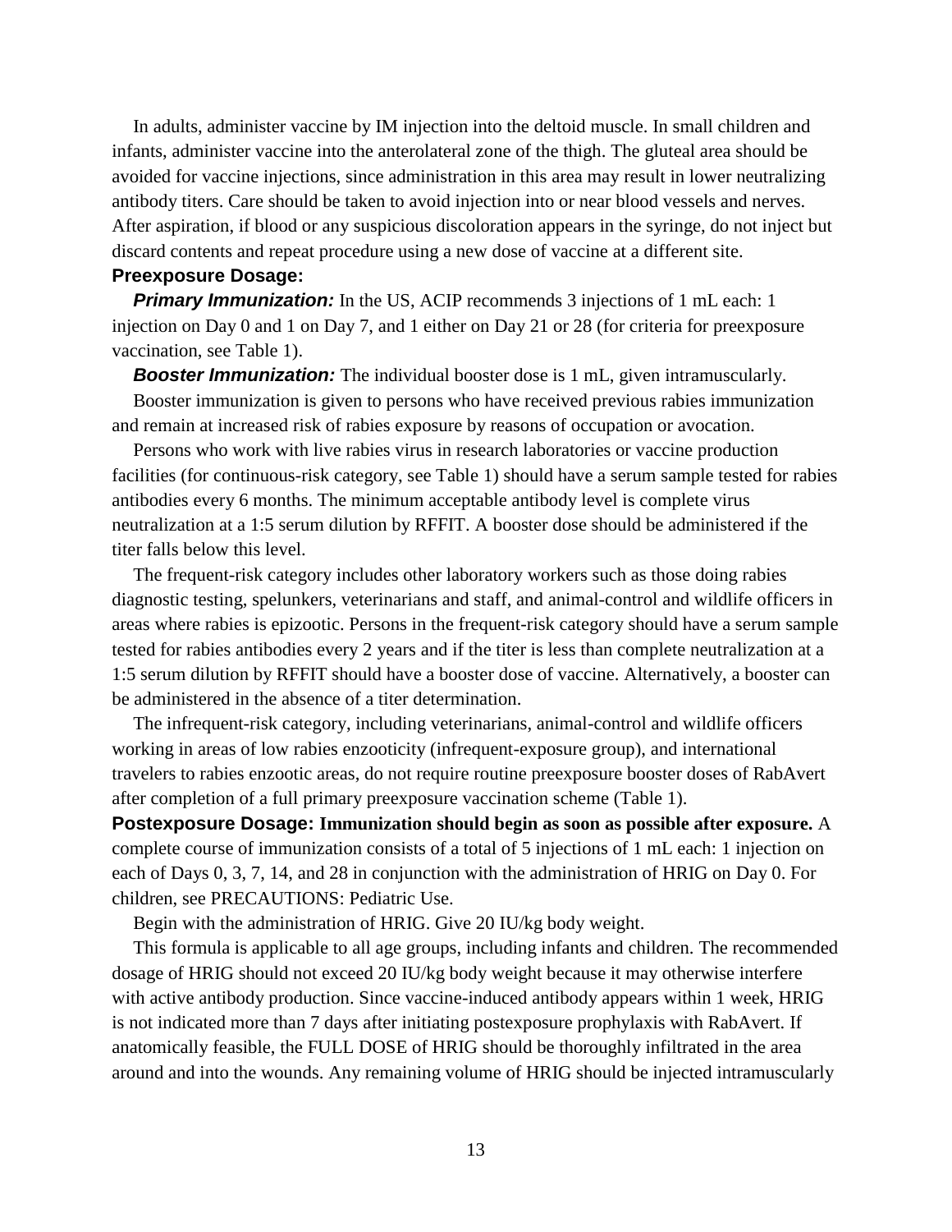In adults, administer vaccine by IM injection into the deltoid muscle. In small children and infants, administer vaccine into the anterolateral zone of the thigh. The gluteal area should be avoided for vaccine injections, since administration in this area may result in lower neutralizing antibody titers. Care should be taken to avoid injection into or near blood vessels and nerves. After aspiration, if blood or any suspicious discoloration appears in the syringe, do not inject but discard contents and repeat procedure using a new dose of vaccine at a different site.

**Preexposure Dosage:**

***Primary Immunization:*** In the US, ACIP recommends 3 injections of 1 mL each: 1 injection on Day 0 and 1 on Day 7, and 1 either on Day 21 or 28 (for criteria for preexposure vaccination, see Table 1).

***Booster Immunization:*** The individual booster dose is 1 mL, given intramuscularly.

Booster immunization is given to persons who have received previous rabies immunization and remain at increased risk of rabies exposure by reasons of occupation or avocation.

Persons who work with live rabies virus in research laboratories or vaccine production facilities (for continuous-risk category, see Table 1) should have a serum sample tested for rabies antibodies every 6 months. The minimum acceptable antibody level is complete virus neutralization at a 1:5 serum dilution by RFFIT. A booster dose should be administered if the titer falls below this level.

The frequent-risk category includes other laboratory workers such as those doing rabies diagnostic testing, spelunkers, veterinarians and staff, and animal-control and wildlife officers in areas where rabies is epizootic. Persons in the frequent-risk category should have a serum sample tested for rabies antibodies every 2 years and if the titer is less than complete neutralization at a 1:5 serum dilution by RFFIT should have a booster dose of vaccine. Alternatively, a booster can be administered in the absence of a titer determination.

The infrequent-risk category, including veterinarians, animal-control and wildlife officers working in areas of low rabies enzooticity (infrequent-exposure group), and international travelers to rabies enzootic areas, do not require routine preexposure booster doses of RabAvert after completion of a full primary preexposure vaccination scheme (Table 1).

**Postexposure Dosage: Immunization should begin as soon as possible after exposure.** A complete course of immunization consists of a total of 5 injections of 1 mL each: 1 injection on each of Days 0, 3, 7, 14, and 28 in conjunction with the administration of HRIG on Day 0. For children, see PRECAUTIONS: Pediatric Use.

Begin with the administration of HRIG. Give 20 IU/kg body weight.

This formula is applicable to all age groups, including infants and children. The recommended dosage of HRIG should not exceed 20 IU/kg body weight because it may otherwise interfere with active antibody production. Since vaccine-induced antibody appears within 1 week, HRIG is not indicated more than 7 days after initiating postexposure prophylaxis with RabAvert. If anatomically feasible, the FULL DOSE of HRIG should be thoroughly infiltrated in the area around and into the wounds. Any remaining volume of HRIG should be injected intramuscularly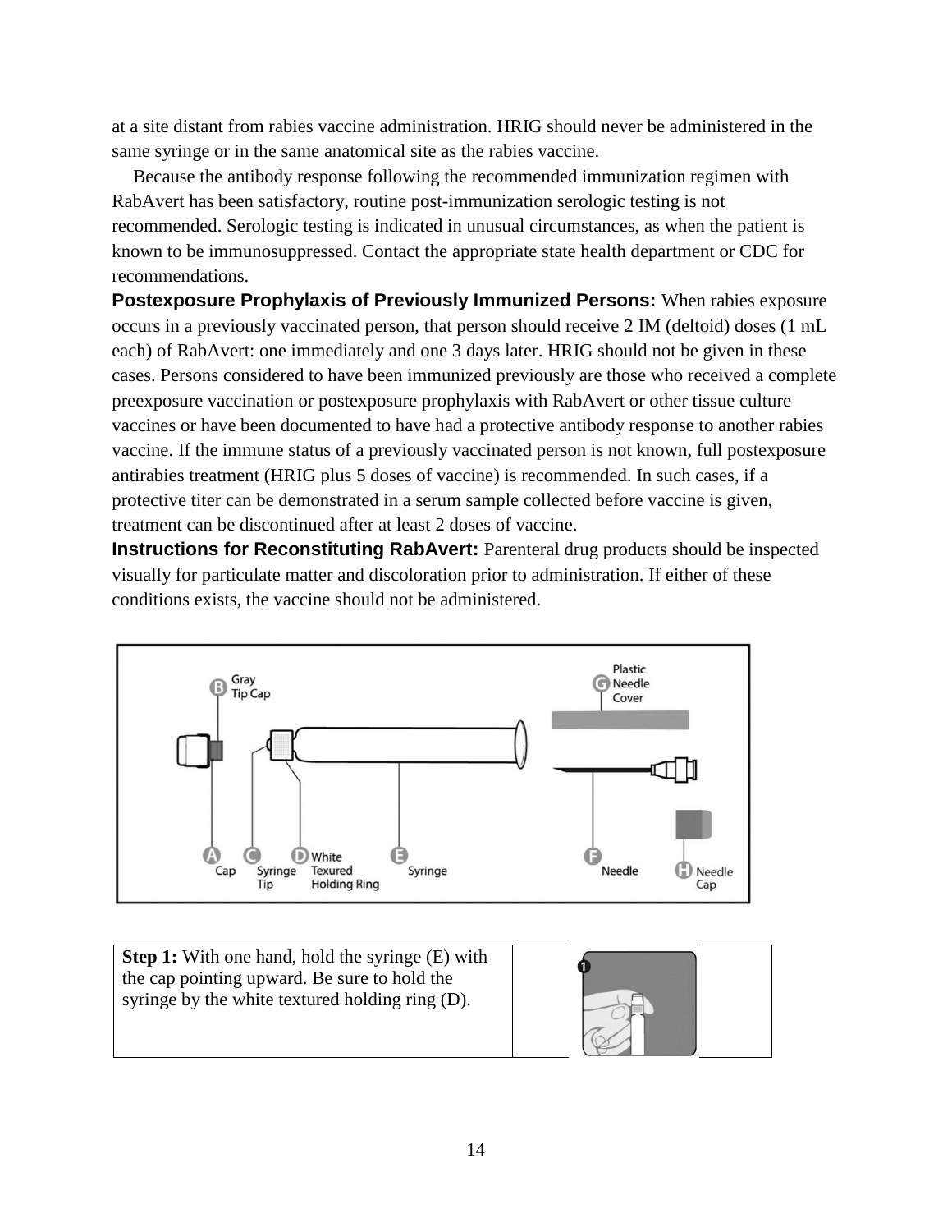at a site distant from rabies vaccine administration. HRIG should never be administered in the same syringe or in the same anatomical site as the rabies vaccine.

Because the antibody response following the recommended immunization regimen with RabAvert has been satisfactory, routine post-immunization serologic testing is not recommended. Serologic testing is indicated in unusual circumstances, as when the patient is known to be immunosuppressed. Contact the appropriate state health department or CDC for recommendations.

**Postexposure Prophylaxis of Previously Immunized Persons:** When rabies exposure occurs in a previously vaccinated person, that person should receive 2 IM (deltoid) doses (1 mL each) of RabAvert: one immediately and one 3 days later. HRIG should not be given in these cases. Persons considered to have been immunized previously are those who received a complete preexposure vaccination or postexposure prophylaxis with RabAvert or other tissue culture vaccines or have been documented to have had a protective antibody response to another rabies vaccine. If the immune status of a previously vaccinated person is not known, full postexposure antirabies treatment (HRIG plus 5 doses of vaccine) is recommended. In such cases, if a protective titer can be demonstrated in a serum sample collected before vaccine is given, treatment can be discontinued after at least 2 doses of vaccine.

**Instructions for Reconstituting RabAvert:** Parenteral drug products should be inspected visually for particulate matter and discoloration prior to administration. If either of these conditions exists, the vaccine should not be administered.

A Cap, B Gray Tip Cap, C Syringe Tip, D White Texured Holding Ring, E Syringe, F Needle, G Plastic Needle Cover, H Needle Cap

| Step | |
|---|---|
| **Step 1:** With one hand, hold the syringe (E) with the cap pointing upward. Be sure to hold the syringe by the white textured holding ring (D). | |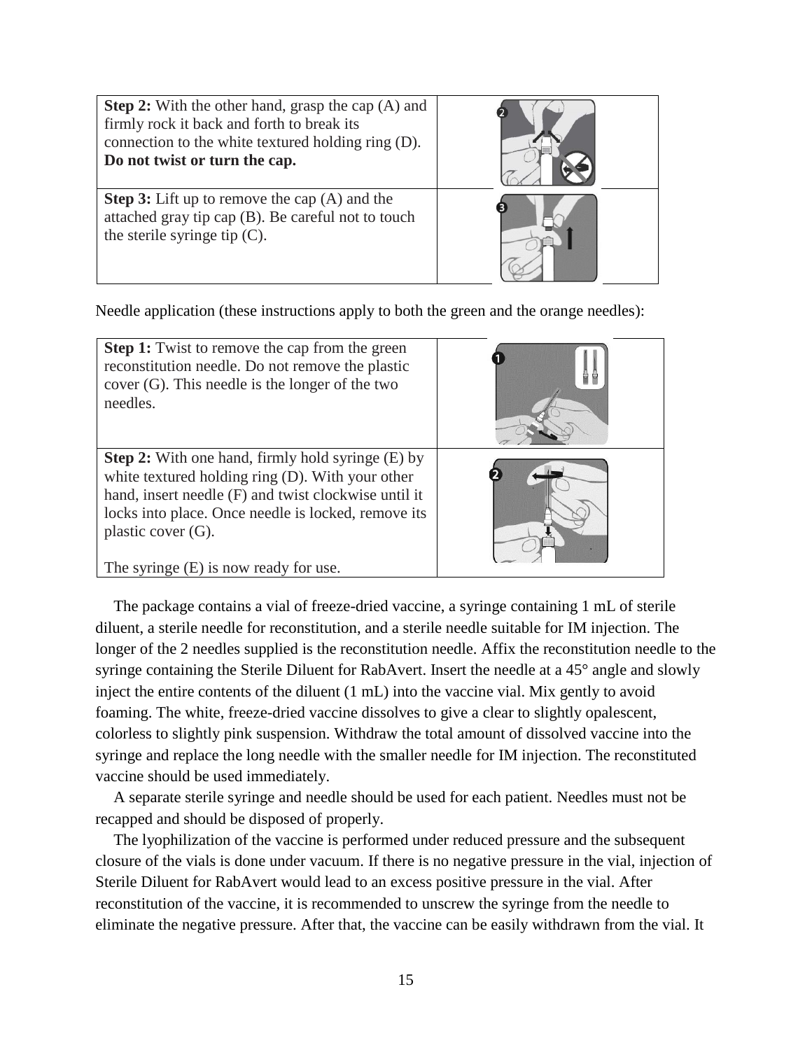| | |
|---|---|
| **Step 2:** With the other hand, grasp the cap (A) and firmly rock it back and forth to break its connection to the white textured holding ring (D). **Do not twist or turn the cap.** | |
| **Step 3:** Lift up to remove the cap (A) and the attached gray tip cap (B). Be careful not to touch the sterile syringe tip (C). | |

Needle application (these instructions apply to both the green and the orange needles):

| | |
|---|---|
| **Step 1:** Twist to remove the cap from the green reconstitution needle. Do not remove the plastic cover (G). This needle is the longer of the two needles. | |
| **Step 2:** With one hand, firmly hold syringe (E) by white textured holding ring (D). With your other hand, insert needle (F) and twist clockwise until it locks into place. Once needle is locked, remove its plastic cover (G).<br><br>The syringe (E) is now ready for use. | |

The package contains a vial of freeze-dried vaccine, a syringe containing 1 mL of sterile diluent, a sterile needle for reconstitution, and a sterile needle suitable for IM injection. The longer of the 2 needles supplied is the reconstitution needle. Affix the reconstitution needle to the syringe containing the Sterile Diluent for RabAvert. Insert the needle at a 45° angle and slowly inject the entire contents of the diluent (1 mL) into the vaccine vial. Mix gently to avoid foaming. The white, freeze-dried vaccine dissolves to give a clear to slightly opalescent, colorless to slightly pink suspension. Withdraw the total amount of dissolved vaccine into the syringe and replace the long needle with the smaller needle for IM injection. The reconstituted vaccine should be used immediately.

A separate sterile syringe and needle should be used for each patient. Needles must not be recapped and should be disposed of properly.

The lyophilization of the vaccine is performed under reduced pressure and the subsequent closure of the vials is done under vacuum. If there is no negative pressure in the vial, injection of Sterile Diluent for RabAvert would lead to an excess positive pressure in the vial. After reconstitution of the vaccine, it is recommended to unscrew the syringe from the needle to eliminate the negative pressure. After that, the vaccine can be easily withdrawn from the vial. It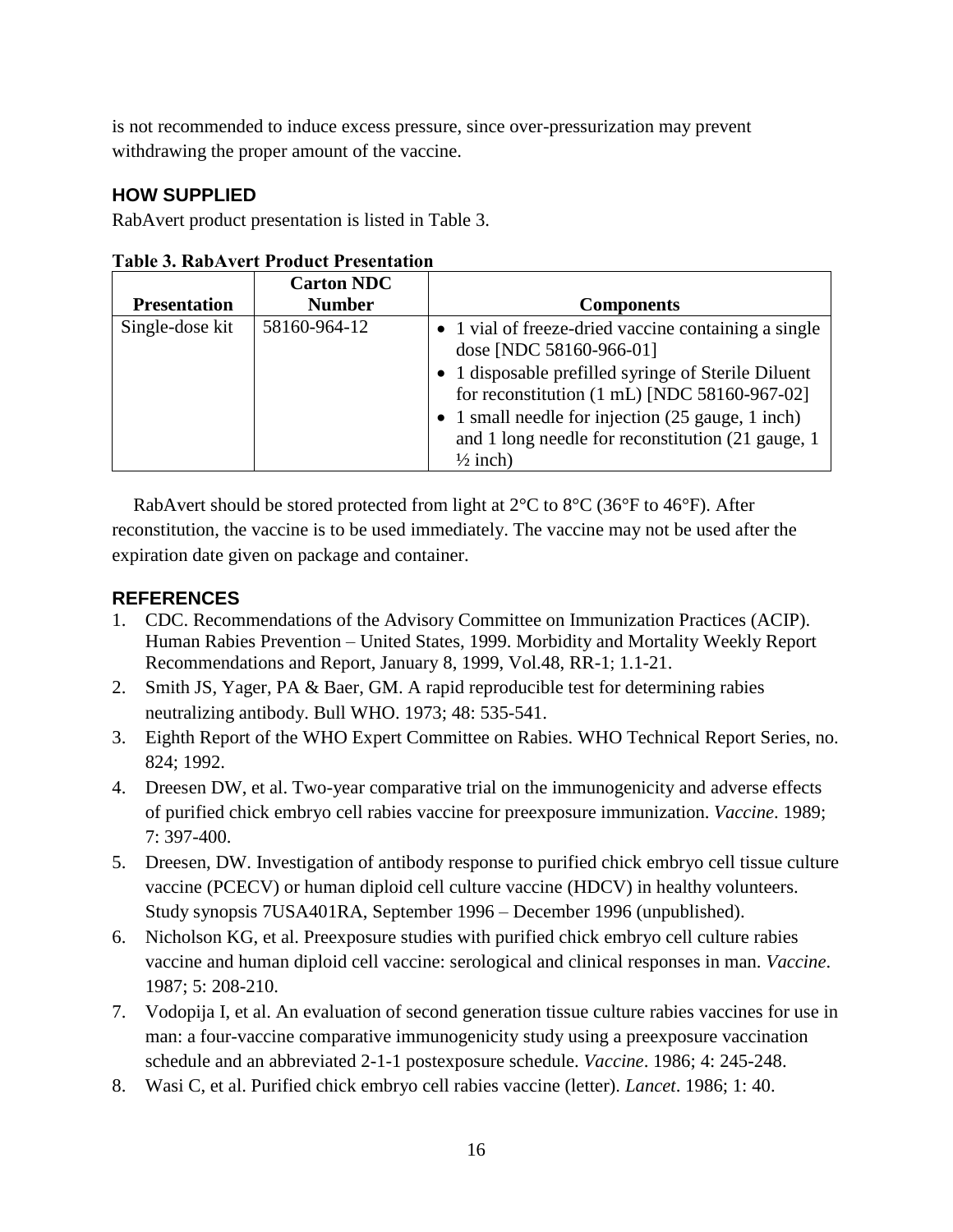is not recommended to induce excess pressure, since over-pressurization may prevent withdrawing the proper amount of the vaccine.

## HOW SUPPLIED

RabAvert product presentation is listed in Table 3.

**Table 3. RabAvert Product Presentation**

| Presentation | Carton NDC Number | Components |
|---|---|---|
| Single-dose kit | 58160-964-12 | • 1 vial of freeze-dried vaccine containing a single dose [NDC 58160-966-01]<br>• 1 disposable prefilled syringe of Sterile Diluent for reconstitution (1 mL) [NDC 58160-967-02]<br>• 1 small needle for injection (25 gauge, 1 inch) and 1 long needle for reconstitution (21 gauge, 1 ½ inch) |

RabAvert should be stored protected from light at 2°C to 8°C (36°F to 46°F). After reconstitution, the vaccine is to be used immediately. The vaccine may not be used after the expiration date given on package and container.

## REFERENCES

1. CDC. Recommendations of the Advisory Committee on Immunization Practices (ACIP). Human Rabies Prevention – United States, 1999. Morbidity and Mortality Weekly Report Recommendations and Report, January 8, 1999, Vol.48, RR-1; 1.1-21.
2. Smith JS, Yager, PA & Baer, GM. A rapid reproducible test for determining rabies neutralizing antibody. Bull WHO. 1973; 48: 535-541.
3. Eighth Report of the WHO Expert Committee on Rabies. WHO Technical Report Series, no. 824; 1992.
4. Dreesen DW, et al. Two-year comparative trial on the immunogenicity and adverse effects of purified chick embryo cell rabies vaccine for preexposure immunization. *Vaccine*. 1989; 7: 397-400.
5. Dreesen, DW. Investigation of antibody response to purified chick embryo cell tissue culture vaccine (PCECV) or human diploid cell culture vaccine (HDCV) in healthy volunteers. Study synopsis 7USA401RA, September 1996 – December 1996 (unpublished).
6. Nicholson KG, et al. Preexposure studies with purified chick embryo cell culture rabies vaccine and human diploid cell vaccine: serological and clinical responses in man. *Vaccine*. 1987; 5: 208-210.
7. Vodopija I, et al. An evaluation of second generation tissue culture rabies vaccines for use in man: a four-vaccine comparative immunogenicity study using a preexposure vaccination schedule and an abbreviated 2-1-1 postexposure schedule. *Vaccine*. 1986; 4: 245-248.
8. Wasi C, et al. Purified chick embryo cell rabies vaccine (letter). *Lancet*. 1986; 1: 40.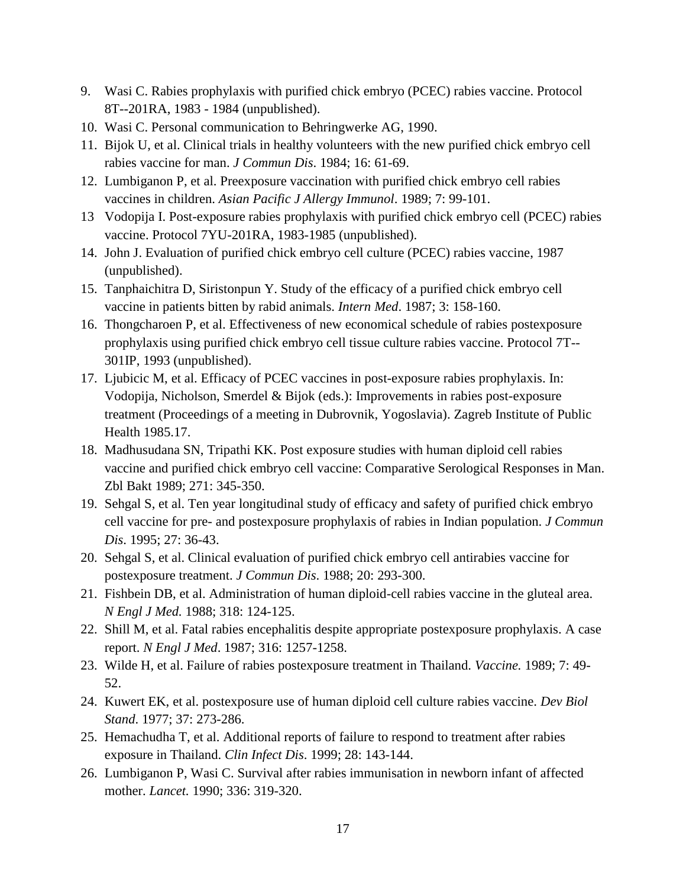9. Wasi C. Rabies prophylaxis with purified chick embryo (PCEC) rabies vaccine. Protocol 8T--201RA, 1983 - 1984 (unpublished).
10. Wasi C. Personal communication to Behringwerke AG, 1990.
11. Bijok U, et al. Clinical trials in healthy volunteers with the new purified chick embryo cell rabies vaccine for man. *J Commun Dis*. 1984; 16: 61-69.
12. Lumbiganon P, et al. Preexposure vaccination with purified chick embryo cell rabies vaccines in children. *Asian Pacific J Allergy Immunol*. 1989; 7: 99-101.
13 Vodopija I. Post-exposure rabies prophylaxis with purified chick embryo cell (PCEC) rabies vaccine. Protocol 7YU-201RA, 1983-1985 (unpublished).
14. John J. Evaluation of purified chick embryo cell culture (PCEC) rabies vaccine, 1987 (unpublished).
15. Tanphaichitra D, Siristonpun Y. Study of the efficacy of a purified chick embryo cell vaccine in patients bitten by rabid animals. *Intern Med*. 1987; 3: 158-160.
16. Thongcharoen P, et al. Effectiveness of new economical schedule of rabies postexposure prophylaxis using purified chick embryo cell tissue culture rabies vaccine. Protocol 7T--301IP, 1993 (unpublished).
17. Ljubicic M, et al. Efficacy of PCEC vaccines in post-exposure rabies prophylaxis. In: Vodopija, Nicholson, Smerdel & Bijok (eds.): Improvements in rabies post-exposure treatment (Proceedings of a meeting in Dubrovnik, Yogoslavia). Zagreb Institute of Public Health 1985.17.
18. Madhusudana SN, Tripathi KK. Post exposure studies with human diploid cell rabies vaccine and purified chick embryo cell vaccine: Comparative Serological Responses in Man. Zbl Bakt 1989; 271: 345-350.
19. Sehgal S, et al. Ten year longitudinal study of efficacy and safety of purified chick embryo cell vaccine for pre- and postexposure prophylaxis of rabies in Indian population. *J Commun Dis*. 1995; 27: 36-43.
20. Sehgal S, et al. Clinical evaluation of purified chick embryo cell antirabies vaccine for postexposure treatment. *J Commun Dis*. 1988; 20: 293-300.
21. Fishbein DB, et al. Administration of human diploid-cell rabies vaccine in the gluteal area. *N Engl J Med*. 1988; 318: 124-125.
22. Shill M, et al. Fatal rabies encephalitis despite appropriate postexposure prophylaxis. A case report. *N Engl J Med*. 1987; 316: 1257-1258.
23. Wilde H, et al. Failure of rabies postexposure treatment in Thailand. *Vaccine.* 1989; 7: 49-52.
24. Kuwert EK, et al. postexposure use of human diploid cell culture rabies vaccine. *Dev Biol Stand*. 1977; 37: 273-286.
25. Hemachudha T, et al. Additional reports of failure to respond to treatment after rabies exposure in Thailand. *Clin Infect Dis*. 1999; 28: 143-144.
26. Lumbiganon P, Wasi C. Survival after rabies immunisation in newborn infant of affected mother. *Lancet.* 1990; 336: 319-320.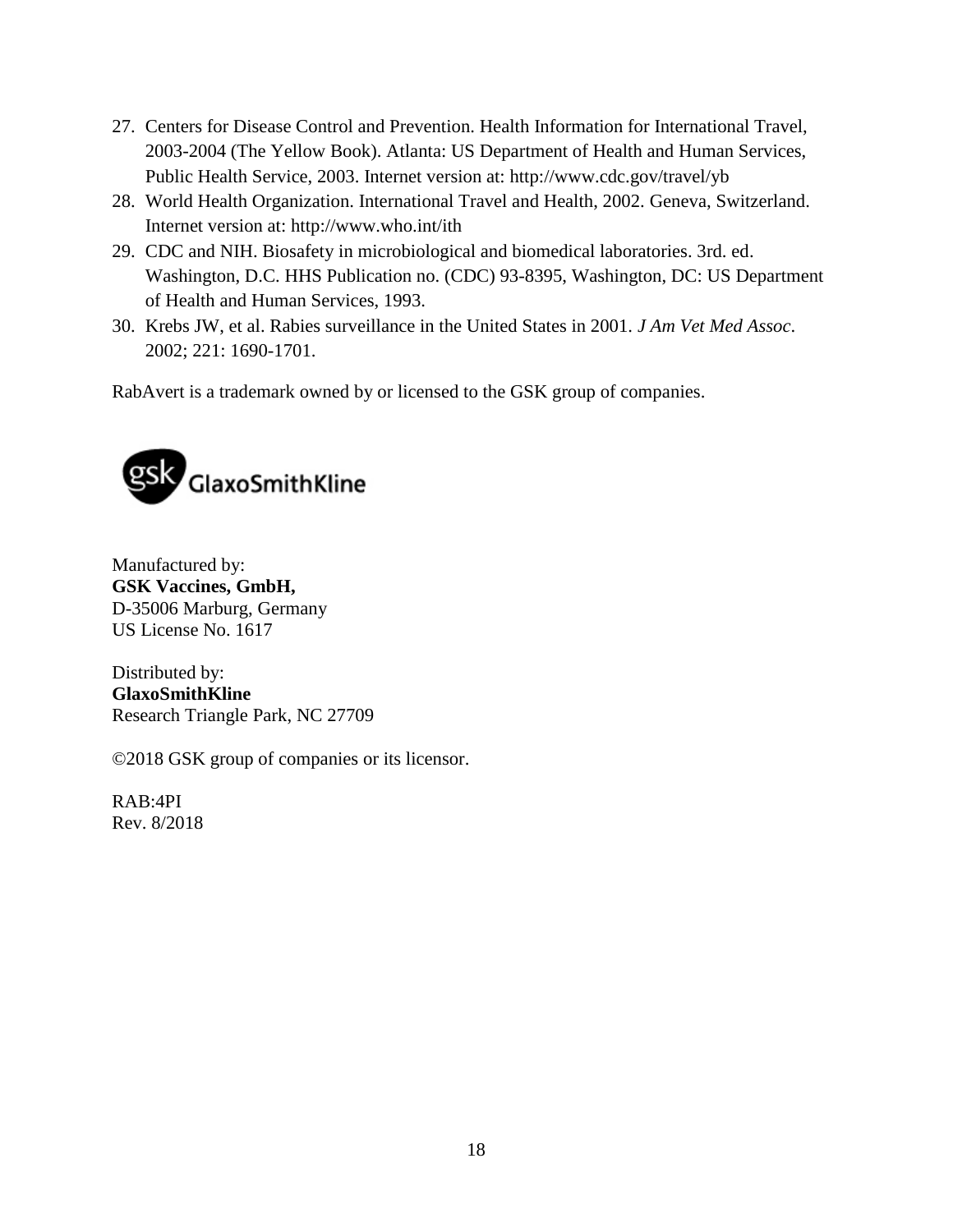27. Centers for Disease Control and Prevention. Health Information for International Travel, 2003-2004 (The Yellow Book). Atlanta: US Department of Health and Human Services, Public Health Service, 2003. Internet version at: http://www.cdc.gov/travel/yb
28. World Health Organization. International Travel and Health, 2002. Geneva, Switzerland. Internet version at: http://www.who.int/ith
29. CDC and NIH. Biosafety in microbiological and biomedical laboratories. 3rd. ed. Washington, D.C. HHS Publication no. (CDC) 93-8395, Washington, DC: US Department of Health and Human Services, 1993.
30. Krebs JW, et al. Rabies surveillance in the United States in 2001. *J Am Vet Med Assoc*. 2002; 221: 1690-1701.

RabAvert is a trademark owned by or licensed to the GSK group of companies.

gsk GlaxoSmithKline

Manufactured by:
**GSK Vaccines, GmbH,**
D-35006 Marburg, Germany
US License No. 1617

Distributed by:
**GlaxoSmithKline**
Research Triangle Park, NC 27709

©2018 GSK group of companies or its licensor.

RAB:4PI
Rev. 8/2018